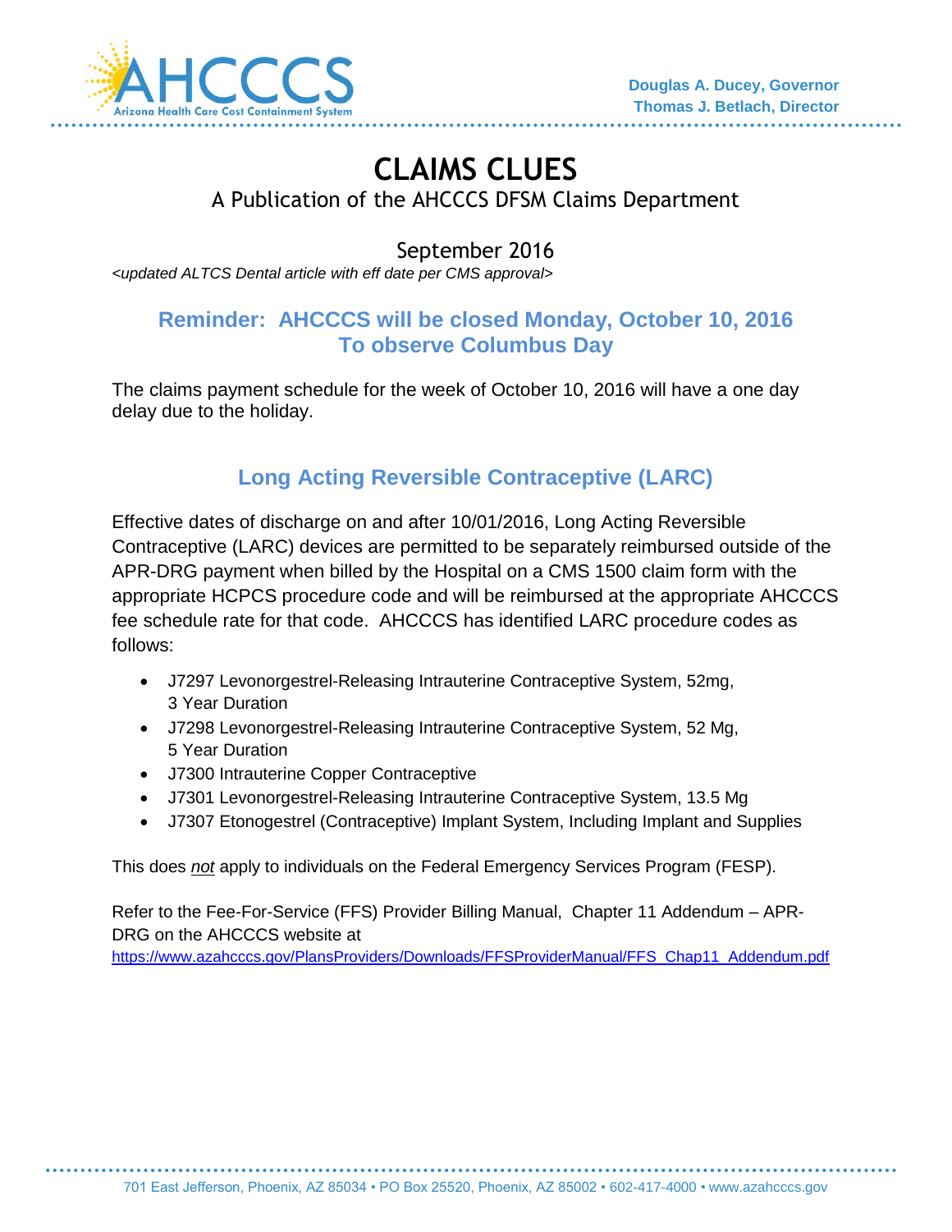AHCCCS
Arizona Health Care Cost Containment System

**Douglas A. Ducey, Governor**
**Thomas J. Betlach, Director**

# CLAIMS CLUES

A Publication of the AHCCCS DFSM Claims Department

September 2016

*<updated ALTCS Dental article with eff date per CMS approval>*

## Reminder: AHCCCS will be closed Monday, October 10, 2016 To observe Columbus Day

The claims payment schedule for the week of October 10, 2016 will have a one day delay due to the holiday.

## Long Acting Reversible Contraceptive (LARC)

Effective dates of discharge on and after 10/01/2016, Long Acting Reversible Contraceptive (LARC) devices are permitted to be separately reimbursed outside of the APR-DRG payment when billed by the Hospital on a CMS 1500 claim form with the appropriate HCPCS procedure code and will be reimbursed at the appropriate AHCCCS fee schedule rate for that code. AHCCCS has identified LARC procedure codes as follows:

- J7297 Levonorgestrel-Releasing Intrauterine Contraceptive System, 52mg, 3 Year Duration
- J7298 Levonorgestrel-Releasing Intrauterine Contraceptive System, 52 Mg, 5 Year Duration
- J7300 Intrauterine Copper Contraceptive
- J7301 Levonorgestrel-Releasing Intrauterine Contraceptive System, 13.5 Mg
- J7307 Etonogestrel (Contraceptive) Implant System, Including Implant and Supplies

This does ***not*** apply to individuals on the Federal Emergency Services Program (FESP).

Refer to the Fee-For-Service (FFS) Provider Billing Manual, Chapter 11 Addendum – APR-DRG on the AHCCCS website at https://www.azahcccs.gov/PlansProviders/Downloads/FFSProviderManual/FFS_Chap11_Addendum.pdf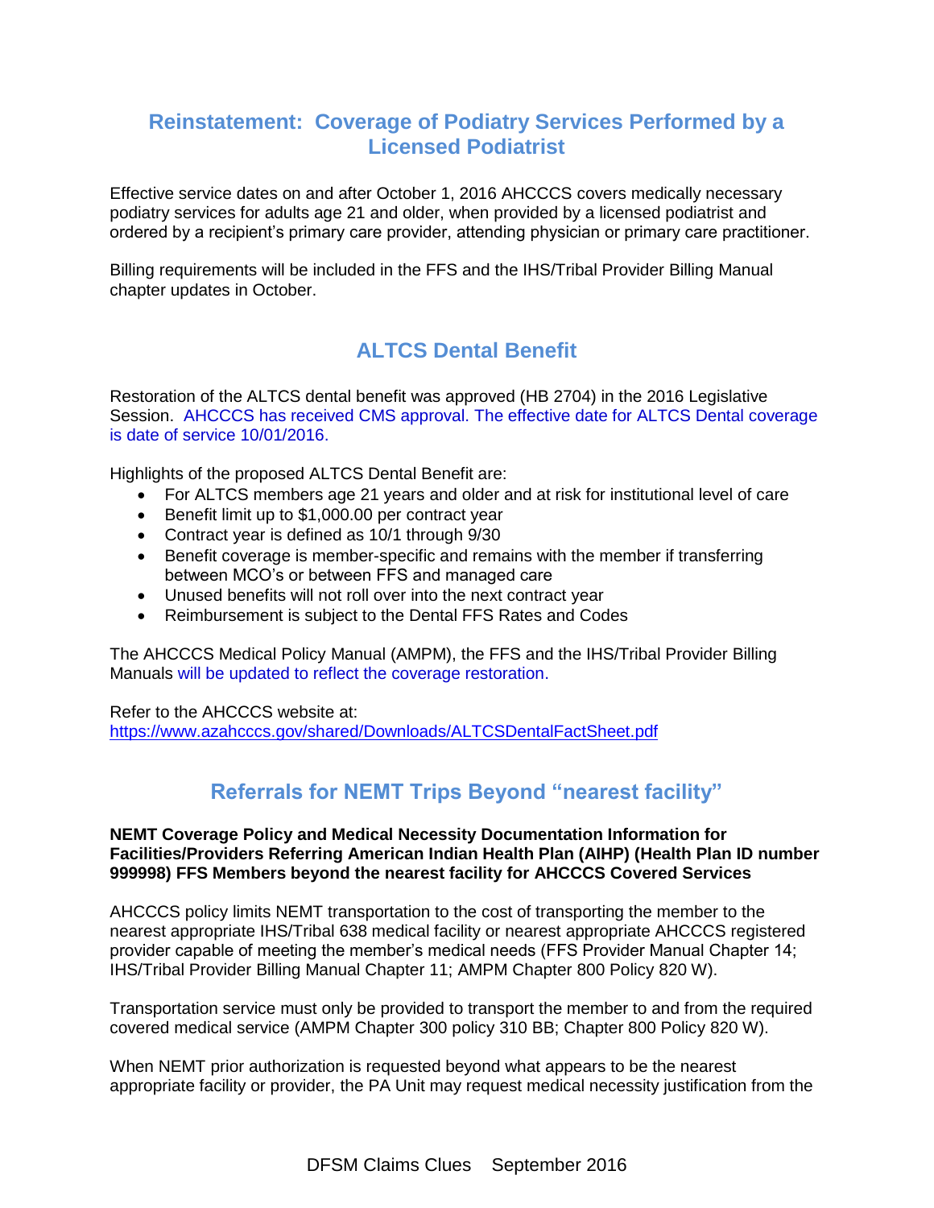## Reinstatement: Coverage of Podiatry Services Performed by a Licensed Podiatrist

Effective service dates on and after October 1, 2016 AHCCCS covers medically necessary podiatry services for adults age 21 and older, when provided by a licensed podiatrist and ordered by a recipient's primary care provider, attending physician or primary care practitioner.

Billing requirements will be included in the FFS and the IHS/Tribal Provider Billing Manual chapter updates in October.

## ALTCS Dental Benefit

Restoration of the ALTCS dental benefit was approved (HB 2704) in the 2016 Legislative Session. AHCCCS has received CMS approval. The effective date for ALTCS Dental coverage is date of service 10/01/2016.

Highlights of the proposed ALTCS Dental Benefit are:

- For ALTCS members age 21 years and older and at risk for institutional level of care
- Benefit limit up to $1,000.00 per contract year
- Contract year is defined as 10/1 through 9/30
- Benefit coverage is member-specific and remains with the member if transferring between MCO's or between FFS and managed care
- Unused benefits will not roll over into the next contract year
- Reimbursement is subject to the Dental FFS Rates and Codes

The AHCCCS Medical Policy Manual (AMPM), the FFS and the IHS/Tribal Provider Billing Manuals will be updated to reflect the coverage restoration.

Refer to the AHCCCS website at:
https://www.azahcccs.gov/shared/Downloads/ALTCSDentalFactSheet.pdf

## Referrals for NEMT Trips Beyond "nearest facility"

**NEMT Coverage Policy and Medical Necessity Documentation Information for Facilities/Providers Referring American Indian Health Plan (AIHP) (Health Plan ID number 999998) FFS Members beyond the nearest facility for AHCCCS Covered Services**

AHCCCS policy limits NEMT transportation to the cost of transporting the member to the nearest appropriate IHS/Tribal 638 medical facility or nearest appropriate AHCCCS registered provider capable of meeting the member's medical needs (FFS Provider Manual Chapter 14; IHS/Tribal Provider Billing Manual Chapter 11; AMPM Chapter 800 Policy 820 W).

Transportation service must only be provided to transport the member to and from the required covered medical service (AMPM Chapter 300 policy 310 BB; Chapter 800 Policy 820 W).

When NEMT prior authorization is requested beyond what appears to be the nearest appropriate facility or provider, the PA Unit may request medical necessity justification from the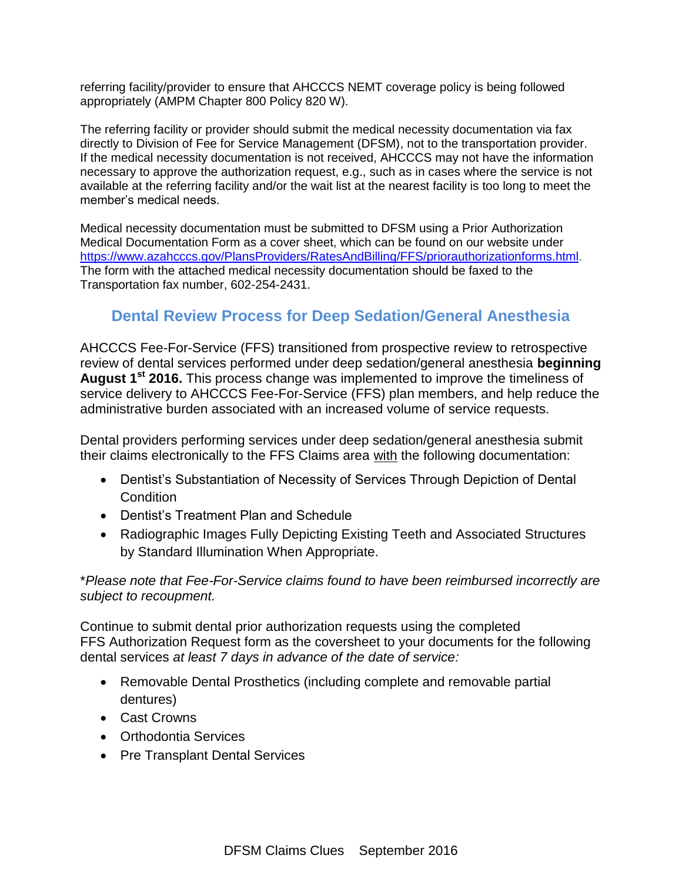referring facility/provider to ensure that AHCCCS NEMT coverage policy is being followed appropriately (AMPM Chapter 800 Policy 820 W).

The referring facility or provider should submit the medical necessity documentation via fax directly to Division of Fee for Service Management (DFSM), not to the transportation provider. If the medical necessity documentation is not received, AHCCCS may not have the information necessary to approve the authorization request, e.g., such as in cases where the service is not available at the referring facility and/or the wait list at the nearest facility is too long to meet the member's medical needs.

Medical necessity documentation must be submitted to DFSM using a Prior Authorization Medical Documentation Form as a cover sheet, which can be found on our website under [https://www.azahcccs.gov/PlansProviders/RatesAndBilling/FFS/priorauthorizationforms.html](https://www.azahcccs.gov/PlansProviders/RatesAndBilling/FFS/priorauthorizationforms.html). The form with the attached medical necessity documentation should be faxed to the Transportation fax number, 602-254-2431.

## Dental Review Process for Deep Sedation/General Anesthesia

AHCCCS Fee-For-Service (FFS) transitioned from prospective review to retrospective review of dental services performed under deep sedation/general anesthesia **beginning August 1st 2016.** This process change was implemented to improve the timeliness of service delivery to AHCCCS Fee-For-Service (FFS) plan members, and help reduce the administrative burden associated with an increased volume of service requests.

Dental providers performing services under deep sedation/general anesthesia submit their claims electronically to the FFS Claims area with the following documentation:

- Dentist's Substantiation of Necessity of Services Through Depiction of Dental Condition
- Dentist's Treatment Plan and Schedule
- Radiographic Images Fully Depicting Existing Teeth and Associated Structures by Standard Illumination When Appropriate.

**Please note that Fee-For-Service claims found to have been reimbursed incorrectly are subject to recoupment.*

Continue to submit dental prior authorization requests using the completed FFS Authorization Request form as the coversheet to your documents for the following dental services *at least 7 days in advance of the date of service:*

- Removable Dental Prosthetics (including complete and removable partial dentures)
- Cast Crowns
- Orthodontia Services
- Pre Transplant Dental Services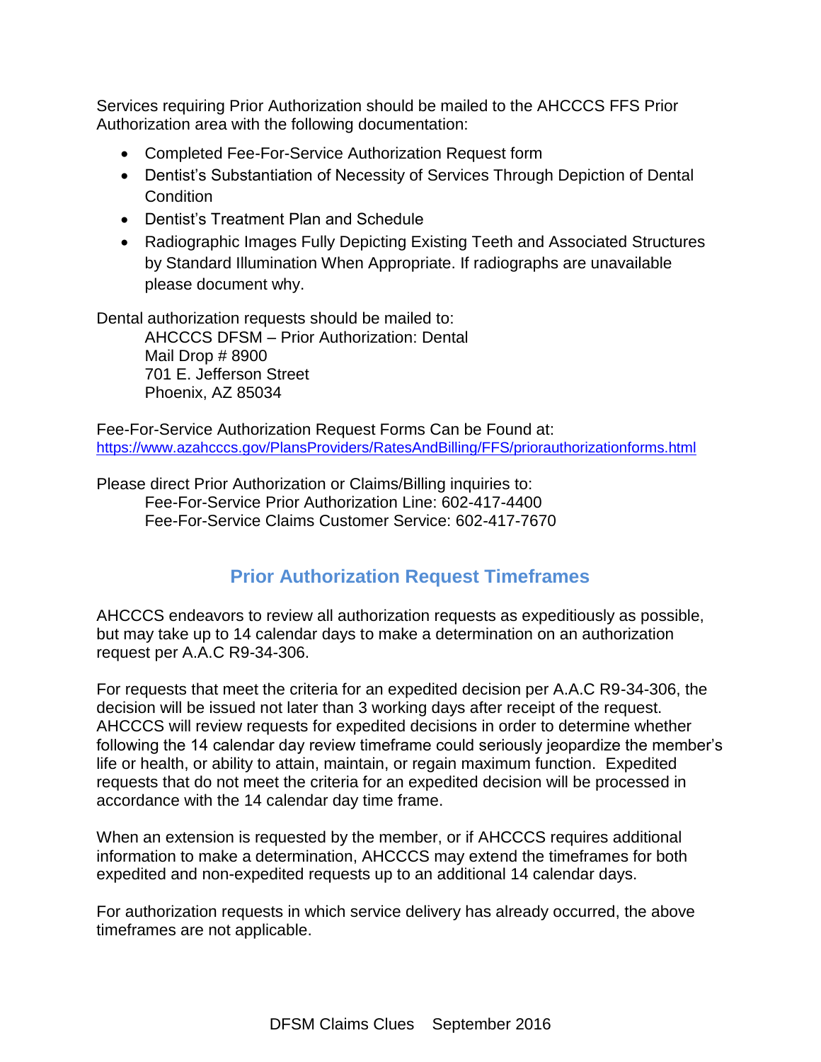Services requiring Prior Authorization should be mailed to the AHCCCS FFS Prior Authorization area with the following documentation:

- Completed Fee-For-Service Authorization Request form
- Dentist's Substantiation of Necessity of Services Through Depiction of Dental Condition
- Dentist's Treatment Plan and Schedule
- Radiographic Images Fully Depicting Existing Teeth and Associated Structures by Standard Illumination When Appropriate. If radiographs are unavailable please document why.

Dental authorization requests should be mailed to:

AHCCCS DFSM – Prior Authorization: Dental
Mail Drop # 8900
701 E. Jefferson Street
Phoenix, AZ 85034

Fee-For-Service Authorization Request Forms Can be Found at:
https://www.azahcccs.gov/PlansProviders/RatesAndBilling/FFS/priorauthorizationforms.html

Please direct Prior Authorization or Claims/Billing inquiries to:

Fee-For-Service Prior Authorization Line: 602-417-4400
Fee-For-Service Claims Customer Service: 602-417-7670

## Prior Authorization Request Timeframes

AHCCCS endeavors to review all authorization requests as expeditiously as possible, but may take up to 14 calendar days to make a determination on an authorization request per A.A.C R9-34-306.

For requests that meet the criteria for an expedited decision per A.A.C R9-34-306, the decision will be issued not later than 3 working days after receipt of the request. AHCCCS will review requests for expedited decisions in order to determine whether following the 14 calendar day review timeframe could seriously jeopardize the member's life or health, or ability to attain, maintain, or regain maximum function. Expedited requests that do not meet the criteria for an expedited decision will be processed in accordance with the 14 calendar day time frame.

When an extension is requested by the member, or if AHCCCS requires additional information to make a determination, AHCCCS may extend the timeframes for both expedited and non-expedited requests up to an additional 14 calendar days.

For authorization requests in which service delivery has already occurred, the above timeframes are not applicable.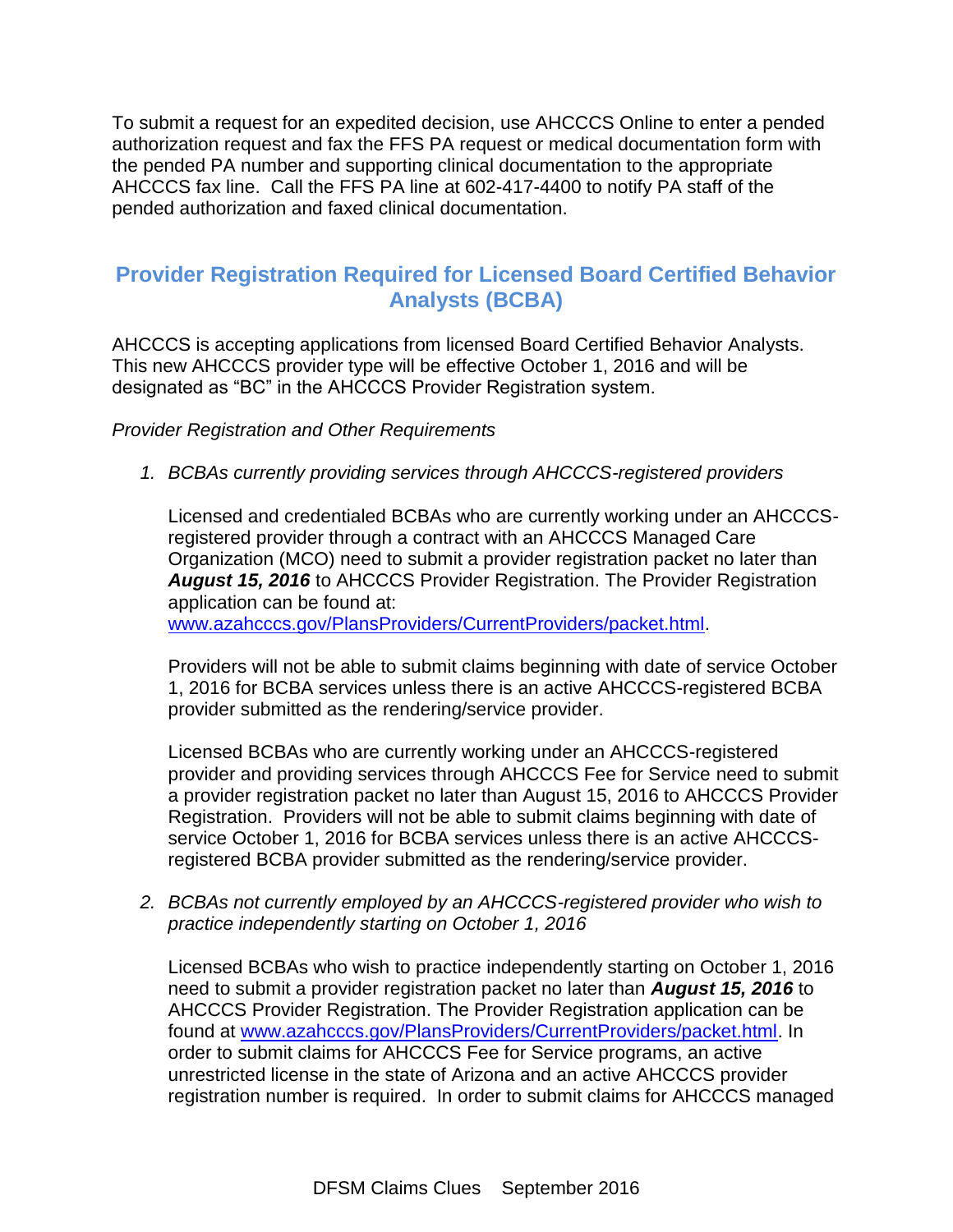To submit a request for an expedited decision, use AHCCCS Online to enter a pended authorization request and fax the FFS PA request or medical documentation form with the pended PA number and supporting clinical documentation to the appropriate AHCCCS fax line. Call the FFS PA line at 602-417-4400 to notify PA staff of the pended authorization and faxed clinical documentation.

## Provider Registration Required for Licensed Board Certified Behavior Analysts (BCBA)

AHCCCS is accepting applications from licensed Board Certified Behavior Analysts. This new AHCCCS provider type will be effective October 1, 2016 and will be designated as "BC" in the AHCCCS Provider Registration system.

*Provider Registration and Other Requirements*

1. *BCBAs currently providing services through AHCCCS-registered providers*

   Licensed and credentialed BCBAs who are currently working under an AHCCCS-registered provider through a contract with an AHCCCS Managed Care Organization (MCO) need to submit a provider registration packet no later than ***August 15, 2016*** to AHCCCS Provider Registration. The Provider Registration application can be found at: [www.azahcccs.gov/PlansProviders/CurrentProviders/packet.html](www.azahcccs.gov/PlansProviders/CurrentProviders/packet.html).

   Providers will not be able to submit claims beginning with date of service October 1, 2016 for BCBA services unless there is an active AHCCCS-registered BCBA provider submitted as the rendering/service provider.

   Licensed BCBAs who are currently working under an AHCCCS-registered provider and providing services through AHCCCS Fee for Service need to submit a provider registration packet no later than August 15, 2016 to AHCCCS Provider Registration. Providers will not be able to submit claims beginning with date of service October 1, 2016 for BCBA services unless there is an active AHCCCS-registered BCBA provider submitted as the rendering/service provider.

2. *BCBAs not currently employed by an AHCCCS-registered provider who wish to practice independently starting on October 1, 2016*

   Licensed BCBAs who wish to practice independently starting on October 1, 2016 need to submit a provider registration packet no later than ***August 15, 2016*** to AHCCCS Provider Registration. The Provider Registration application can be found at [www.azahcccs.gov/PlansProviders/CurrentProviders/packet.html](www.azahcccs.gov/PlansProviders/CurrentProviders/packet.html). In order to submit claims for AHCCCS Fee for Service programs, an active unrestricted license in the state of Arizona and an active AHCCCS provider registration number is required. In order to submit claims for AHCCCS managed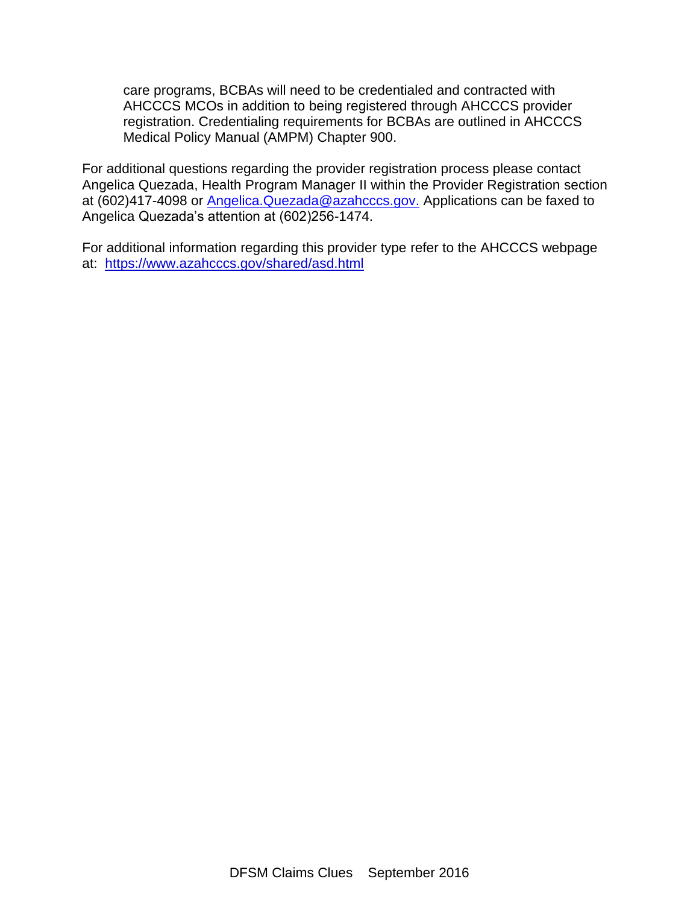care programs, BCBAs will need to be credentialed and contracted with AHCCCS MCOs in addition to being registered through AHCCCS provider registration. Credentialing requirements for BCBAs are outlined in AHCCCS Medical Policy Manual (AMPM) Chapter 900.

For additional questions regarding the provider registration process please contact Angelica Quezada, Health Program Manager II within the Provider Registration section at (602)417-4098 or Angelica.Quezada@azahcccs.gov. Applications can be faxed to Angelica Quezada's attention at (602)256-1474.

For additional information regarding this provider type refer to the AHCCCS webpage at: https://www.azahcccs.gov/shared/asd.html